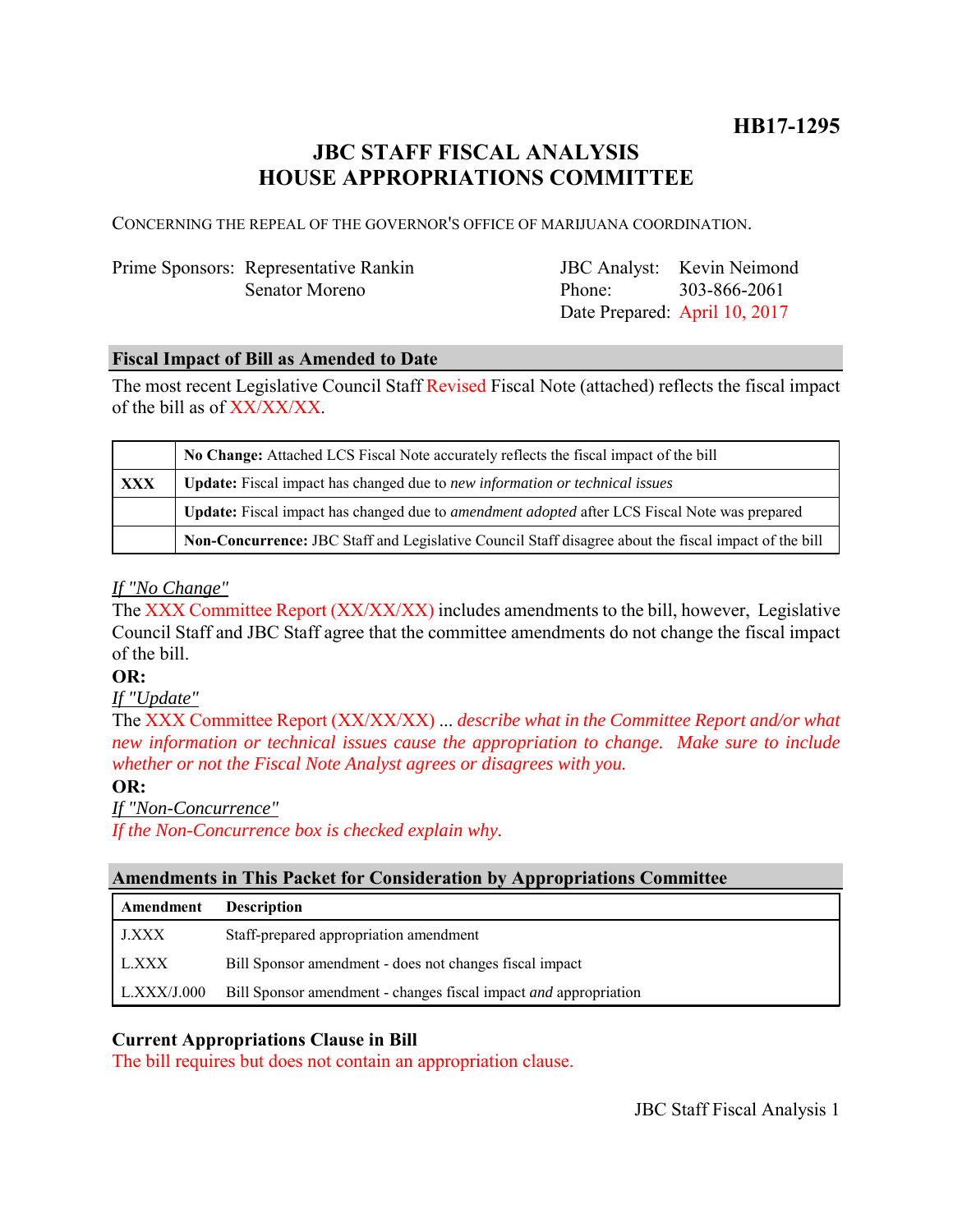**HB17-1295**

# JBC STAFF FISCAL ANALYSIS
# HOUSE APPROPRIATIONS COMMITTEE

CONCERNING THE REPEAL OF THE GOVERNOR'S OFFICE OF MARIJUANA COORDINATION.

| | | | |
|---|---|---|---|
| Prime Sponsors: | Representative Rankin | JBC Analyst: | Kevin Neimond |
| | Senator Moreno | Phone: | 303-866-2061 |
| | | Date Prepared: | April 10, 2017 |

## Fiscal Impact of Bill as Amended to Date

The most recent Legislative Council Staff Revised Fiscal Note (attached) reflects the fiscal impact of the bill as of XX/XX/XX.

| | |
|---|---|
| | **No Change:** Attached LCS Fiscal Note accurately reflects the fiscal impact of the bill |
| **XXX** | **Update:** Fiscal impact has changed due to *new information or technical issues* |
| | **Update:** Fiscal impact has changed due to *amendment adopted* after LCS Fiscal Note was prepared |
| | **Non-Concurrence:** JBC Staff and Legislative Council Staff disagree about the fiscal impact of the bill |

*If "No Change"*

The XXX Committee Report (XX/XX/XX) includes amendments to the bill, however, Legislative Council Staff and JBC Staff agree that the committee amendments do not change the fiscal impact of the bill.

**OR:**

*If "Update"*

The XXX Committee Report (XX/XX/XX) ... *describe what in the Committee Report and/or what new information or technical issues cause the appropriation to change. Make sure to include whether or not the Fiscal Note Analyst agrees or disagrees with you.*

**OR:**

*If "Non-Concurrence"*

*If the Non-Concurrence box is checked explain why.*

## Amendments in This Packet for Consideration by Appropriations Committee

| Amendment | Description |
|---|---|
| J.XXX | Staff-prepared appropriation amendment |
| L.XXX | Bill Sponsor amendment - does not changes fiscal impact |
| L.XXX/J.000 | Bill Sponsor amendment - changes fiscal impact *and* appropriation |

### Current Appropriations Clause in Bill

The bill requires but does not contain an appropriation clause.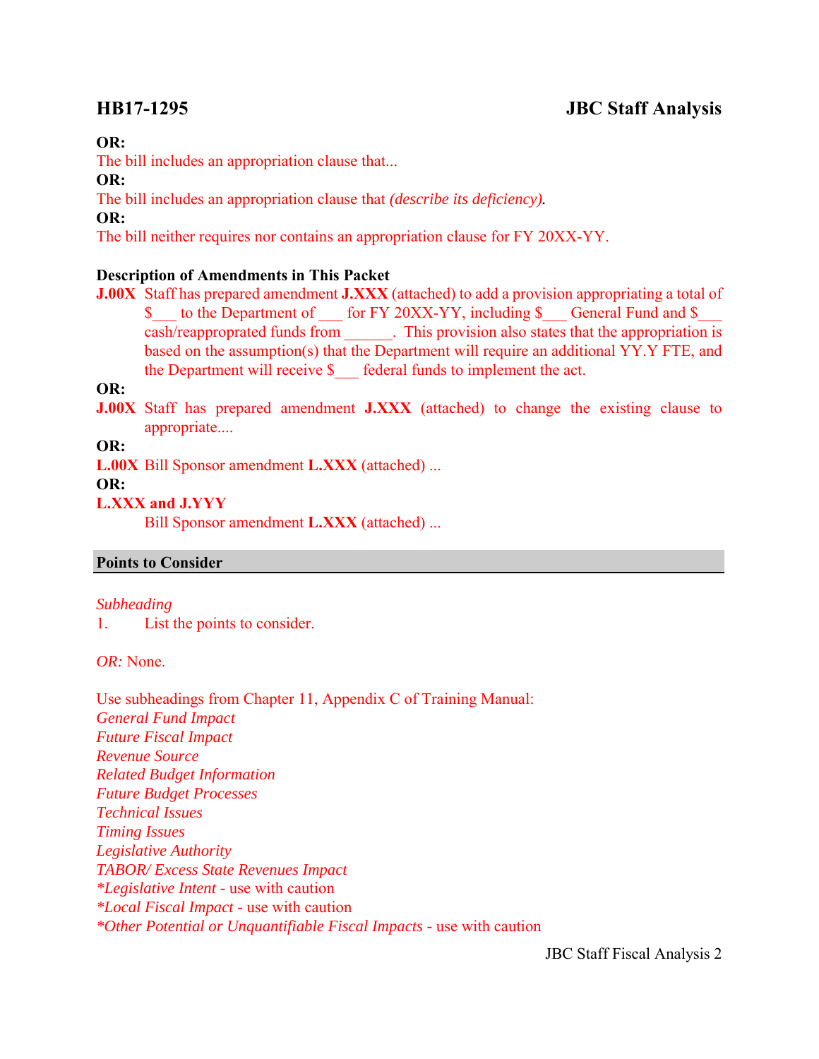**OR:**

The bill includes an appropriation clause that...

**OR:**

The bill includes an appropriation clause that *(describe its deficiency).*

**OR:**

The bill neither requires nor contains an appropriation clause for FY 20XX-YY.

**Description of Amendments in This Packet**

**J.00X** Staff has prepared amendment **J.XXX** (attached) to add a provision appropriating a total of $___ to the Department of ___ for FY 20XX-YY, including $___ General Fund and $___ cash/reappropriated funds from ______. This provision also states that the appropriation is based on the assumption(s) that the Department will require an additional YY.Y FTE, and the Department will receive $___ federal funds to implement the act.

**OR:**

**J.00X** Staff has prepared amendment **J.XXX** (attached) to change the existing clause to appropriate....

**OR:**

**L.00X** Bill Sponsor amendment **L.XXX** (attached) ...

**OR:**

**L.XXX and J.YYY**

Bill Sponsor amendment **L.XXX** (attached) ...

## Points to Consider

*Subheading*

1. List the points to consider.

*OR:* None.

Use subheadings from Chapter 11, Appendix C of Training Manual:

*General Fund Impact*
*Future Fiscal Impact*
*Revenue Source*
*Related Budget Information*
*Future Budget Processes*
*Technical Issues*
*Timing Issues*
*Legislative Authority*
*TABOR/ Excess State Revenues Impact*
*\*Legislative Intent* - use with caution
*\*Local Fiscal Impact* - use with caution
*\*Other Potential or Unquantifiable Fiscal Impacts* - use with caution